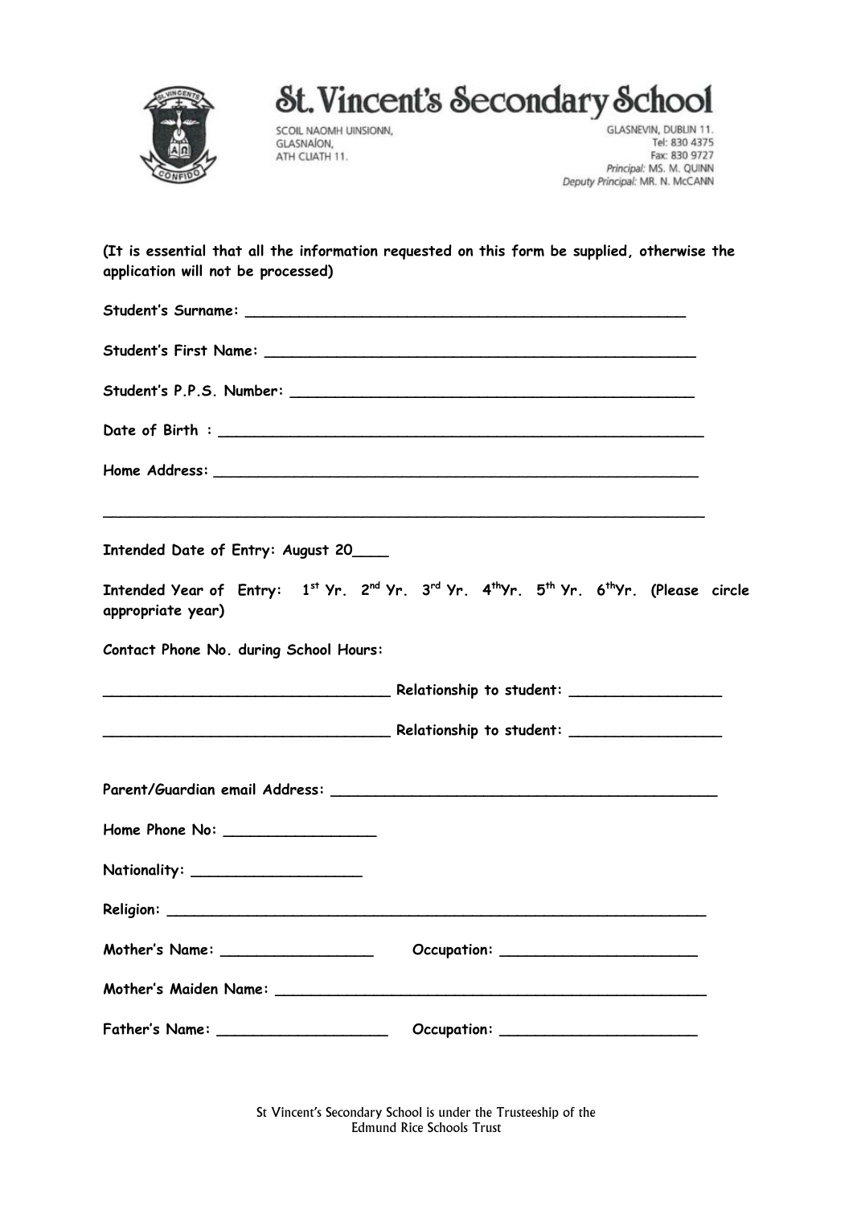# St. Vincent's Secondary School

SCOIL NAOMH UINSIONN,
GLASNAÍON,
ATH CLIATH 11.

GLASNEVIN, DUBLIN 11.
Tel: 830 4375
Fax: 830 9727
*Principal:* MS. M. QUINN
*Deputy Principal:* MR. N. McCANN

**(It is essential that all the information requested on this form be supplied, otherwise the application will not be processed)**

**Student's Surname:** ____________________________________________________

**Student's First Name:** ____________________________________________________

**Student's P.P.S. Number:** ______________________________________________

**Date of Birth :** ________________________________________________________

**Home Address:** ________________________________________________________

______________________________________________________________________

**Intended Date of Entry: August 20____**

**Intended Year of Entry: 1st Yr. 2nd Yr. 3rd Yr. 4thYr. 5th Yr. 6thYr. (Please circle appropriate year)**

**Contact Phone No. during School Hours:**

_________________________________ **Relationship to student:** _________________

_________________________________ **Relationship to student:** _________________

**Parent/Guardian email Address:** ____________________________________________

**Home Phone No:** _________________

**Nationality:** ___________________

**Religion:** ______________________________________________________________

**Mother's Name:** _________________ **Occupation:** ______________________

**Mother's Maiden Name:** ___________________________________________________

**Father's Name:** ___________________ **Occupation:** ______________________

St Vincent's Secondary School is under the Trusteeship of the
Edmund Rice Schools Trust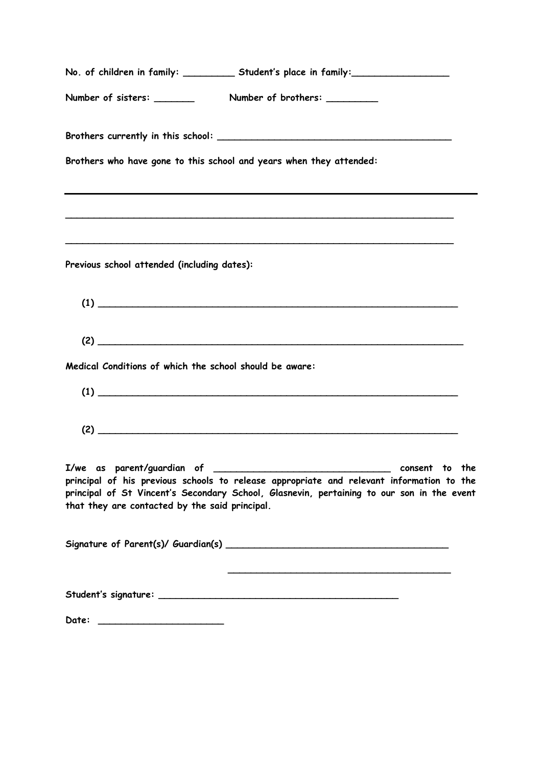**No. of children in family: _________ Student's place in family:_________________**

**Number of sisters: _______ Number of brothers: _________**

**Brothers currently in this school: __________________________________________**

**Brothers who have gone to this school and years when they attended:**

---

_______________________________________________________________________

_______________________________________________________________________

**Previous school attended (including dates):**

**(1) _________________________________________________________________**

**(2) __________________________________________________________________**

**Medical Conditions of which the school should be aware:**

**(1) _________________________________________________________________**

**(2) _________________________________________________________________**

**I/we as parent/guardian of ________________________________ consent to the principal of his previous schools to release appropriate and relevant information to the principal of St Vincent's Secondary School, Glasnevin, pertaining to our son in the event that they are contacted by the said principal.**

**Signature of Parent(s)/ Guardian(s) ________________________________________**

**________________________________________**

**Student's signature: ___________________________________________**

**Date: ______________________**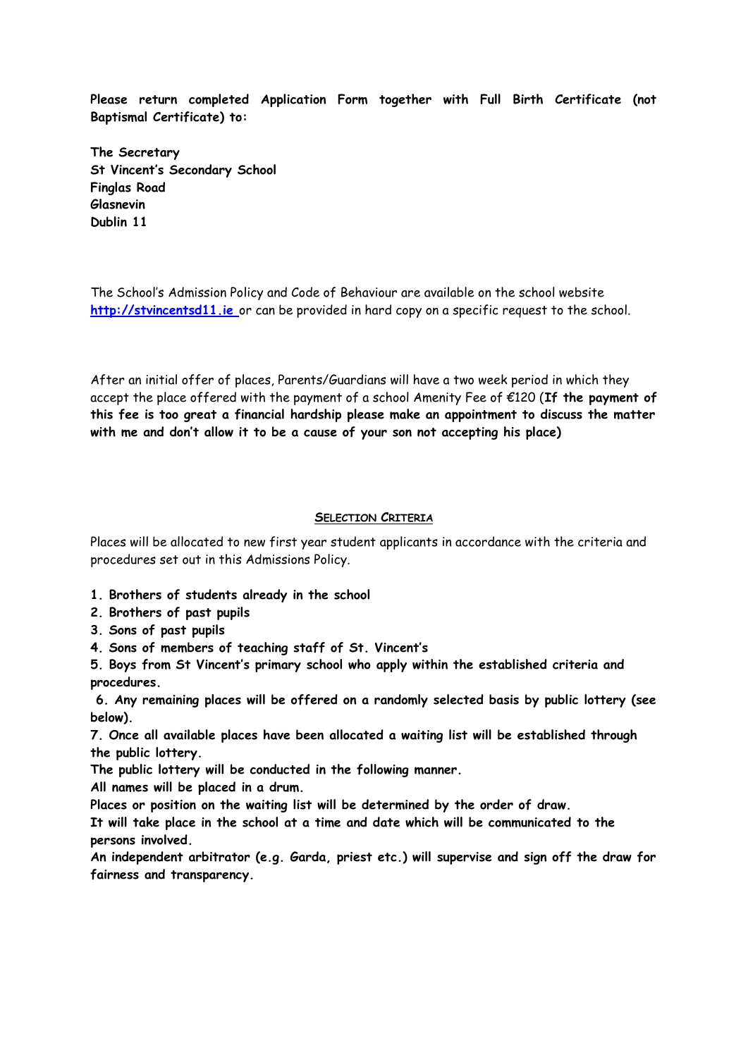**Please return completed Application Form together with Full Birth Certificate (not Baptismal Certificate) to:**

**The Secretary**
**St Vincent's Secondary School**
**Finglas Road**
**Glasnevin**
**Dublin 11**

The School's Admission Policy and Code of Behaviour are available on the school website [http://stvincentsd11.ie](http://stvincentsd11.ie) or can be provided in hard copy on a specific request to the school.

After an initial offer of places, Parents/Guardians will have a two week period in which they accept the place offered with the payment of a school Amenity Fee of €120 (**If the payment of this fee is too great a financial hardship please make an appointment to discuss the matter with me and don't allow it to be a cause of your son not accepting his place)**

## SELECTION CRITERIA

Places will be allocated to new first year student applicants in accordance with the criteria and procedures set out in this Admissions Policy.

**1. Brothers of students already in the school**
**2. Brothers of past pupils**
**3. Sons of past pupils**
**4. Sons of members of teaching staff of St. Vincent's**
**5. Boys from St Vincent's primary school who apply within the established criteria and procedures.**
**6. Any remaining places will be offered on a randomly selected basis by public lottery (see below).**
**7. Once all available places have been allocated a waiting list will be established through the public lottery.**
**The public lottery will be conducted in the following manner.**
**All names will be placed in a drum.**
**Places or position on the waiting list will be determined by the order of draw.**
**It will take place in the school at a time and date which will be communicated to the persons involved.**
**An independent arbitrator (e.g. Garda, priest etc.) will supervise and sign off the draw for fairness and transparency.**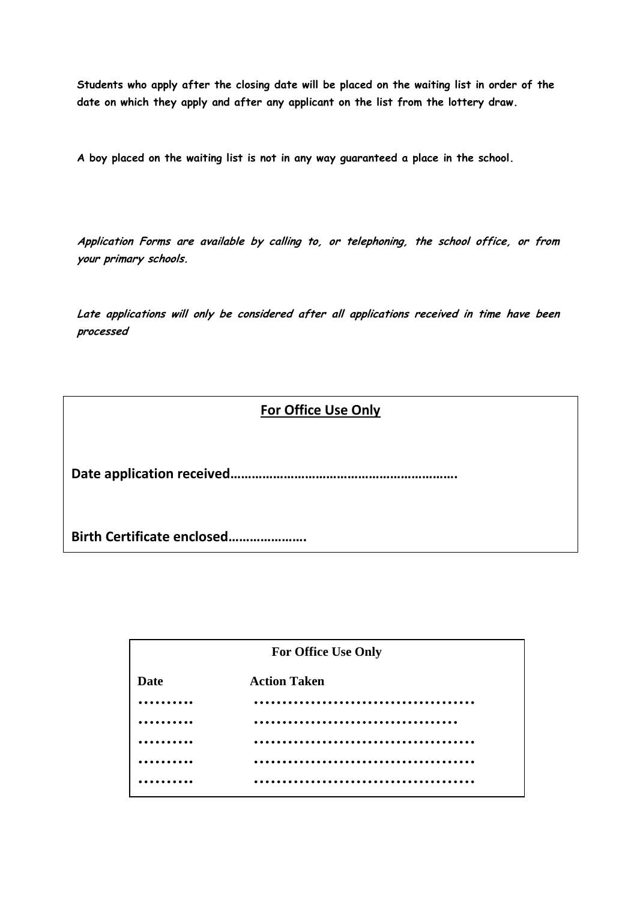**Students who apply after the closing date will be placed on the waiting list in order of the date on which they apply and after any applicant on the list from the lottery draw.**

**A boy placed on the waiting list is not in any way guaranteed a place in the school.**

***Application Forms are available by calling to, or telephoning, the school office, or from your primary schools.***

***Late applications will only be considered after all applications received in time have been processed***

**<u>For Office Use Only</u>**

**Date application received……………………………………………………….**

**Birth Certificate enclosed…………………**

**For Office Use Only**

| Date | Action Taken |
|---|---|
| ………. | ………………………………… |
| ………. | ……………………………… |
| ………. | ………………………………… |
| ………. | ………………………………… |
| ………. | ………………………………… |